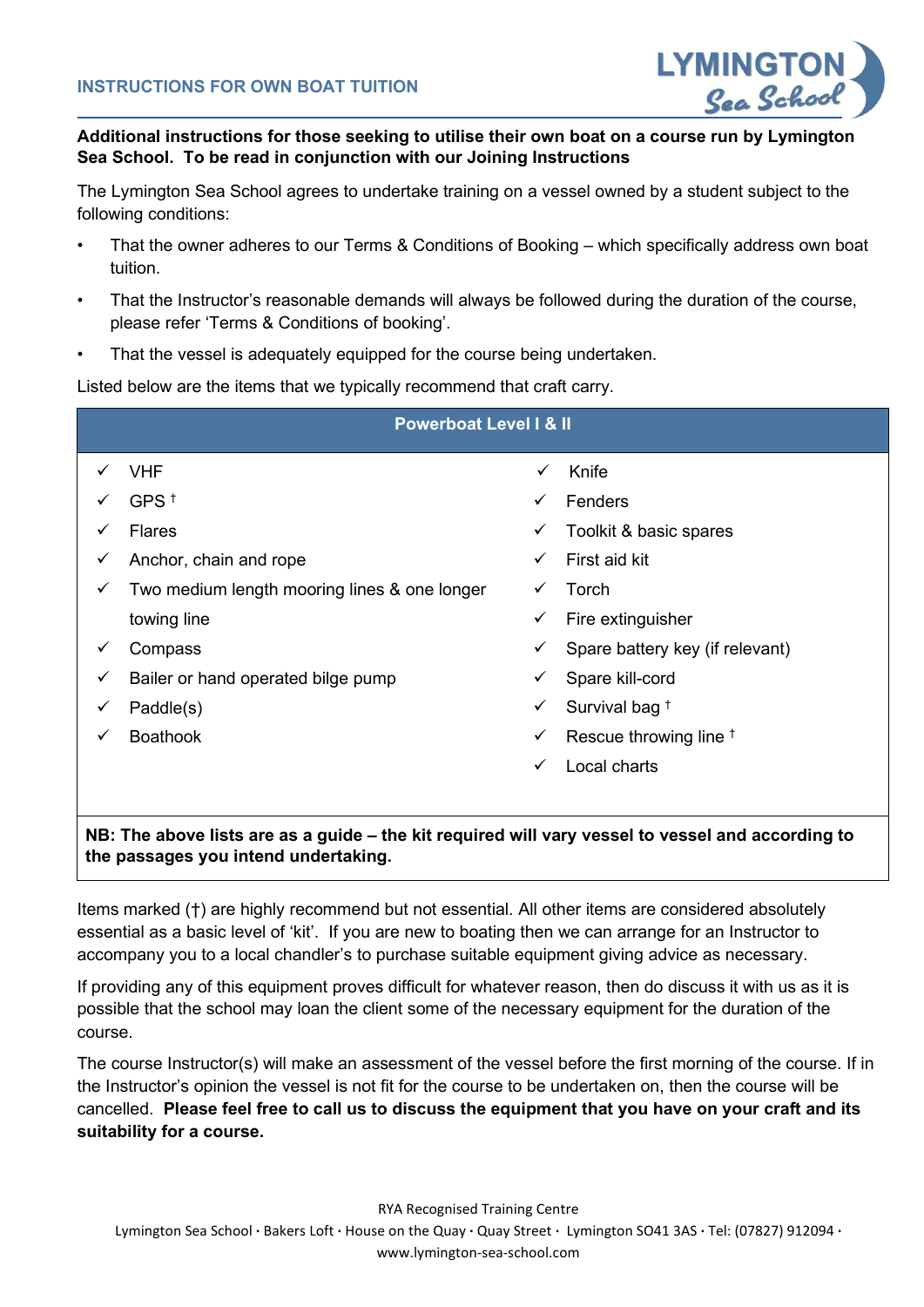## INSTRUCTIONS FOR OWN BOAT TUITION

**Additional instructions for those seeking to utilise their own boat on a course run by Lymington Sea School. To be read in conjunction with our Joining Instructions**

The Lymington Sea School agrees to undertake training on a vessel owned by a student subject to the following conditions:

- That the owner adheres to our Terms & Conditions of Booking – which specifically address own boat tuition.
- That the Instructor's reasonable demands will always be followed during the duration of the course, please refer 'Terms & Conditions of booking'.
- That the vessel is adequately equipped for the course being undertaken.

Listed below are the items that we typically recommend that craft carry.

| Powerboat Level I & II | |
|---|---|
| ✓ VHF | ✓ Knife |
| ✓ GPS † | ✓ Fenders |
| ✓ Flares | ✓ Toolkit & basic spares |
| ✓ Anchor, chain and rope | ✓ First aid kit |
| ✓ Two medium length mooring lines & one longer towing line | ✓ Torch |
| | ✓ Fire extinguisher |
| ✓ Compass | ✓ Spare battery key (if relevant) |
| ✓ Bailer or hand operated bilge pump | ✓ Spare kill-cord |
| ✓ Paddle(s) | ✓ Survival bag † |
| ✓ Boathook | ✓ Rescue throwing line † |
| | ✓ Local charts |

**NB: The above lists are as a guide – the kit required will vary vessel to vessel and according to the passages you intend undertaking.**

Items marked (†) are highly recommend but not essential. All other items are considered absolutely essential as a basic level of 'kit'. If you are new to boating then we can arrange for an Instructor to accompany you to a local chandler's to purchase suitable equipment giving advice as necessary.

If providing any of this equipment proves difficult for whatever reason, then do discuss it with us as it is possible that the school may loan the client some of the necessary equipment for the duration of the course.

The course Instructor(s) will make an assessment of the vessel before the first morning of the course. If in the Instructor's opinion the vessel is not fit for the course to be undertaken on, then the course will be cancelled. **Please feel free to call us to discuss the equipment that you have on your craft and its suitability for a course.**

RYA Recognised Training Centre

Lymington Sea School · Bakers Loft · House on the Quay · Quay Street · Lymington SO41 3AS · Tel: (07827) 912094 · www.lymington-sea-school.com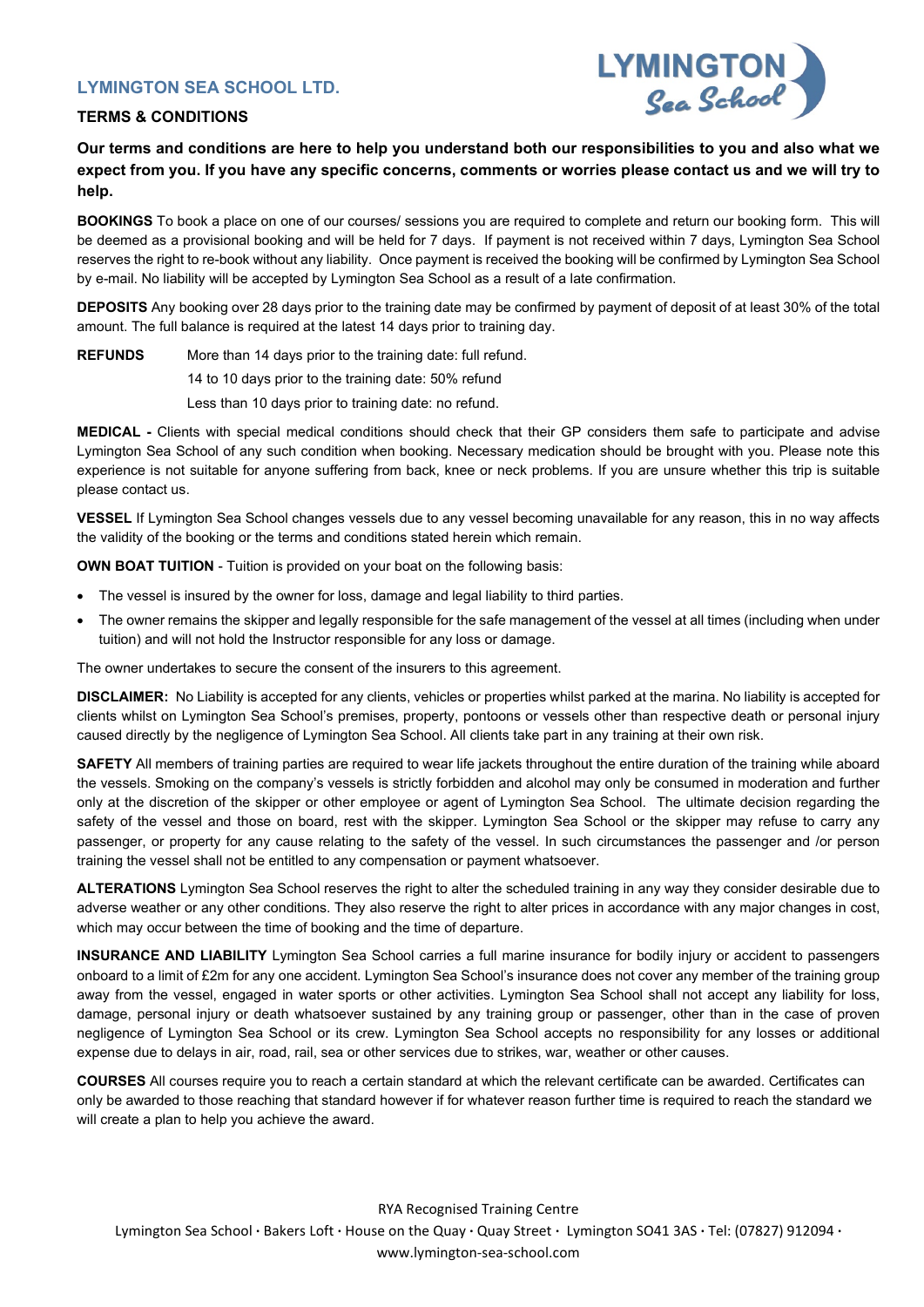## LYMINGTON SEA SCHOOL LTD.

### TERMS & CONDITIONS

**Our terms and conditions are here to help you understand both our responsibilities to you and also what we expect from you. If you have any specific concerns, comments or worries please contact us and we will try to help.**

**BOOKINGS** To book a place on one of our courses/ sessions you are required to complete and return our booking form. This will be deemed as a provisional booking and will be held for 7 days. If payment is not received within 7 days, Lymington Sea School reserves the right to re-book without any liability. Once payment is received the booking will be confirmed by Lymington Sea School by e-mail. No liability will be accepted by Lymington Sea School as a result of a late confirmation.

**DEPOSITS** Any booking over 28 days prior to the training date may be confirmed by payment of deposit of at least 30% of the total amount. The full balance is required at the latest 14 days prior to training day.

**REFUNDS** More than 14 days prior to the training date: full refund.

14 to 10 days prior to the training date: 50% refund

Less than 10 days prior to training date: no refund.

**MEDICAL -** Clients with special medical conditions should check that their GP considers them safe to participate and advise Lymington Sea School of any such condition when booking. Necessary medication should be brought with you. Please note this experience is not suitable for anyone suffering from back, knee or neck problems. If you are unsure whether this trip is suitable please contact us.

**VESSEL** If Lymington Sea School changes vessels due to any vessel becoming unavailable for any reason, this in no way affects the validity of the booking or the terms and conditions stated herein which remain.

**OWN BOAT TUITION** - Tuition is provided on your boat on the following basis:

- The vessel is insured by the owner for loss, damage and legal liability to third parties.
- The owner remains the skipper and legally responsible for the safe management of the vessel at all times (including when under tuition) and will not hold the Instructor responsible for any loss or damage.

The owner undertakes to secure the consent of the insurers to this agreement.

**DISCLAIMER:** No Liability is accepted for any clients, vehicles or properties whilst parked at the marina. No liability is accepted for clients whilst on Lymington Sea School's premises, property, pontoons or vessels other than respective death or personal injury caused directly by the negligence of Lymington Sea School. All clients take part in any training at their own risk.

**SAFETY** All members of training parties are required to wear life jackets throughout the entire duration of the training while aboard the vessels. Smoking on the company's vessels is strictly forbidden and alcohol may only be consumed in moderation and further only at the discretion of the skipper or other employee or agent of Lymington Sea School. The ultimate decision regarding the safety of the vessel and those on board, rest with the skipper. Lymington Sea School or the skipper may refuse to carry any passenger, or property for any cause relating to the safety of the vessel. In such circumstances the passenger and /or person training the vessel shall not be entitled to any compensation or payment whatsoever.

**ALTERATIONS** Lymington Sea School reserves the right to alter the scheduled training in any way they consider desirable due to adverse weather or any other conditions. They also reserve the right to alter prices in accordance with any major changes in cost, which may occur between the time of booking and the time of departure.

**INSURANCE AND LIABILITY** Lymington Sea School carries a full marine insurance for bodily injury or accident to passengers onboard to a limit of £2m for any one accident. Lymington Sea School's insurance does not cover any member of the training group away from the vessel, engaged in water sports or other activities. Lymington Sea School shall not accept any liability for loss, damage, personal injury or death whatsoever sustained by any training group or passenger, other than in the case of proven negligence of Lymington Sea School or its crew. Lymington Sea School accepts no responsibility for any losses or additional expense due to delays in air, road, rail, sea or other services due to strikes, war, weather or other causes.

**COURSES** All courses require you to reach a certain standard at which the relevant certificate can be awarded. Certificates can only be awarded to those reaching that standard however if for whatever reason further time is required to reach the standard we will create a plan to help you achieve the award.

RYA Recognised Training Centre

Lymington Sea School · Bakers Loft · House on the Quay · Quay Street · Lymington SO41 3AS · Tel: (07827) 912094 · www.lymington-sea-school.com